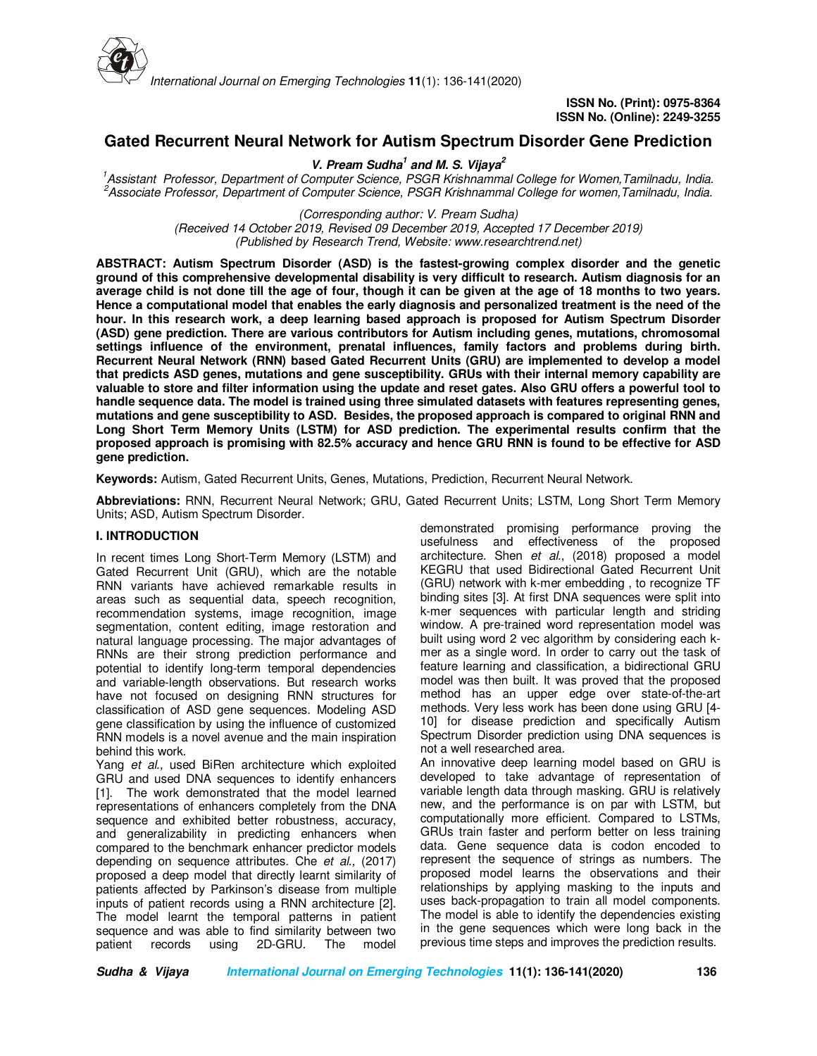ISSN No. (Print): 0975-8364
ISSN No. (Online): 2249-3255

# Gated Recurrent Neural Network for Autism Spectrum Disorder Gene Prediction

***V. Pream Sudha[1] and M. S. Vijaya[2]***

*[1]Assistant Professor, Department of Computer Science, PSGR Krishnammal College for Women,Tamilnadu, India.*
*[2]Associate Professor, Department of Computer Science, PSGR Krishnammal College for women,Tamilnadu, India.*

*(Corresponding author: V. Pream Sudha)*
*(Received 14 October 2019, Revised 09 December 2019, Accepted 17 December 2019)*
*(Published by Research Trend, Website: www.researchtrend.net)*

**ABSTRACT: Autism Spectrum Disorder (ASD) is the fastest-growing complex disorder and the genetic ground of this comprehensive developmental disability is very difficult to research. Autism diagnosis for an average child is not done till the age of four, though it can be given at the age of 18 months to two years. Hence a computational model that enables the early diagnosis and personalized treatment is the need of the hour. In this research work, a deep learning based approach is proposed for Autism Spectrum Disorder (ASD) gene prediction. There are various contributors for Autism including genes, mutations, chromosomal settings influence of the environment, prenatal influences, family factors and problems during birth. Recurrent Neural Network (RNN) based Gated Recurrent Units (GRU) are implemented to develop a model that predicts ASD genes, mutations and gene susceptibility. GRUs with their internal memory capability are valuable to store and filter information using the update and reset gates. Also GRU offers a powerful tool to handle sequence data. The model is trained using three simulated datasets with features representing genes, mutations and gene susceptibility to ASD. Besides, the proposed approach is compared to original RNN and Long Short Term Memory Units (LSTM) for ASD prediction. The experimental results confirm that the proposed approach is promising with 82.5% accuracy and hence GRU RNN is found to be effective for ASD gene prediction.**

**Keywords:** Autism, Gated Recurrent Units, Genes, Mutations, Prediction, Recurrent Neural Network.

**Abbreviations:** RNN, Recurrent Neural Network; GRU, Gated Recurrent Units; LSTM, Long Short Term Memory Units; ASD, Autism Spectrum Disorder.

## I. INTRODUCTION

In recent times Long Short-Term Memory (LSTM) and Gated Recurrent Unit (GRU), which are the notable RNN variants have achieved remarkable results in areas such as sequential data, speech recognition, recommendation systems, image recognition, image segmentation, content editing, image restoration and natural language processing. The major advantages of RNNs are their strong prediction performance and potential to identify long-term temporal dependencies and variable-length observations. But research works have not focused on designing RNN structures for classification of ASD gene sequences. Modeling ASD gene classification by using the influence of customized RNN models is a novel avenue and the main inspiration behind this work.

Yang *et al.,* used BiRen architecture which exploited GRU and used DNA sequences to identify enhancers [1]. The work demonstrated that the model learned representations of enhancers completely from the DNA sequence and exhibited better robustness, accuracy, and generalizability in predicting enhancers when compared to the benchmark enhancer predictor models depending on sequence attributes. Che *et al.,* (2017) proposed a deep model that directly learnt similarity of patients affected by Parkinson's disease from multiple inputs of patient records using a RNN architecture [2]. The model learnt the temporal patterns in patient sequence and was able to find similarity between two patient records using 2D-GRU. The model demonstrated promising performance proving the usefulness and effectiveness of the proposed architecture. Shen *et al.*, (2018) proposed a model KEGRU that used Bidirectional Gated Recurrent Unit (GRU) network with k-mer embedding , to recognize TF binding sites [3]. At first DNA sequences were split into k-mer sequences with particular length and striding window. A pre-trained word representation model was built using word 2 vec algorithm by considering each k-mer as a single word. In order to carry out the task of feature learning and classification, a bidirectional GRU model was then built. It was proved that the proposed method has an upper edge over state-of-the-art methods. Very less work has been done using GRU [4-10] for disease prediction and specifically Autism Spectrum Disorder prediction using DNA sequences is not a well researched area.

An innovative deep learning model based on GRU is developed to take advantage of representation of variable length data through masking. GRU is relatively new, and the performance is on par with LSTM, but computationally more efficient. Compared to LSTMs, GRUs train faster and perform better on less training data. Gene sequence data is codon encoded to represent the sequence of strings as numbers. The proposed model learns the observations and their relationships by applying masking to the inputs and uses back-propagation to train all model components. The model is able to identify the dependencies existing in the gene sequences which were long back in the previous time steps and improves the prediction results.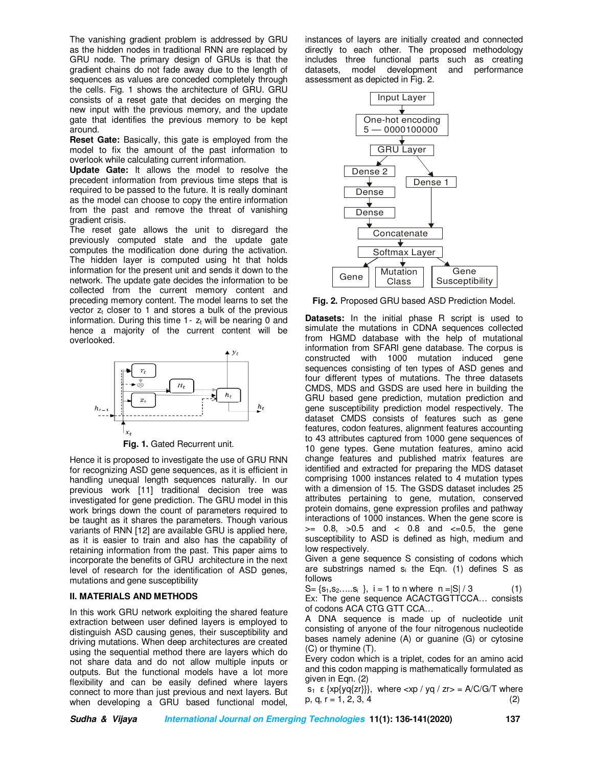The vanishing gradient problem is addressed by GRU as the hidden nodes in traditional RNN are replaced by GRU node. The primary design of GRUs is that the gradient chains do not fade away due to the length of sequences as values are conceded completely through the cells. Fig. 1 shows the architecture of GRU. GRU consists of a reset gate that decides on merging the new input with the previous memory, and the update gate that identifies the previous memory to be kept around.

**Reset Gate:** Basically, this gate is employed from the model to fix the amount of the past information to overlook while calculating current information.

**Update Gate:** It allows the model to resolve the precedent information from previous time steps that is required to be passed to the future. It is really dominant as the model can choose to copy the entire information from the past and remove the threat of vanishing gradient crisis.

The reset gate allows the unit to disregard the previously computed state and the update gate computes the modification done during the activation. The hidden layer is computed using ht that holds information for the present unit and sends it down to the network. The update gate decides the information to be collected from the current memory content and preceding memory content. The model learns to set the vector $z_t$ closer to 1 and stores a bulk of the previous information. During this time 1- $z_t$ will be nearing 0 and hence a majority of the current content will be overlooked.

**Fig. 1.** Gated Recurrent unit.

Hence it is proposed to investigate the use of GRU RNN for recognizing ASD gene sequences, as it is efficient in handling unequal length sequences naturally. In our previous work [11] traditional decision tree was investigated for gene prediction. The GRU model in this work brings down the count of parameters required to be taught as it shares the parameters. Though various variants of RNN [12] are available GRU is applied here, as it is easier to train and also has the capability of retaining information from the past. This paper aims to incorporate the benefits of GRU architecture in the next level of research for the identification of ASD genes, mutations and gene susceptibility

## II. MATERIALS AND METHODS

In this work GRU network exploiting the shared feature extraction between user defined layers is employed to distinguish ASD causing genes, their susceptibility and driving mutations. When deep architectures are created using the sequential method there are layers which do not share data and do not allow multiple inputs or outputs. But the functional models have a lot more flexibility and can be easily defined where layers connect to more than just previous and next layers. But when developing a GRU based functional model, instances of layers are initially created and connected directly to each other. The proposed methodology includes three functional parts such as creating datasets, model development and performance assessment as depicted in Fig. 2.

**Fig. 2.** Proposed GRU based ASD Prediction Model.

**Datasets:** In the initial phase R script is used to simulate the mutations in CDNA sequences collected from HGMD database with the help of mutational information from SFARI gene database. The corpus is constructed with 1000 mutation induced gene sequences consisting of ten types of ASD genes and four different types of mutations. The three datasets CMDS, MDS and GSDS are used here in building the GRU based gene prediction, mutation prediction and gene susceptibility prediction model respectively. The dataset CMDS consists of features such as gene features, codon features, alignment features accounting to 43 attributes captured from 1000 gene sequences of 10 gene types. Gene mutation features, amino acid change features and published matrix features are identified and extracted for preparing the MDS dataset comprising 1000 instances related to 4 mutation types with a dimension of 15. The GSDS dataset includes 25 attributes pertaining to gene, mutation, conserved protein domains, gene expression profiles and pathway interactions of 1000 instances. When the gene score is >= 0.8, >0.5 and < 0.8 and <=0.5, the gene susceptibility to ASD is defined as high, medium and low respectively.

Given a gene sequence S consisting of codons which are substrings named $s_i$ the Eqn. (1) defines S as follows

$$S = \{s_1, s_2 \ldots .. s_i\}, \quad i = 1 \text{ to } n \text{ where } n = |S| / 3 \qquad (1)$$

Ex: The gene sequence ACACTGGTTCCA… consists of codons ACA CTG GTT CCA…

A DNA sequence is made up of nucleotide unit consisting of anyone of the four nitrogenous nucleotide bases namely adenine (A) or guanine (G) or cytosine (C) or thymine (T).

Every codon which is a triplet, codes for an amino acid and this codon mapping is mathematically formulated as given in Eqn. (2)

$$s_1 \in \{xp\{yq\{zr\}\}\}, \text{ where } <xp / yq / zr> = A/C/G/T \text{ where } p, q, r = 1, 2, 3, 4 \qquad (2)$$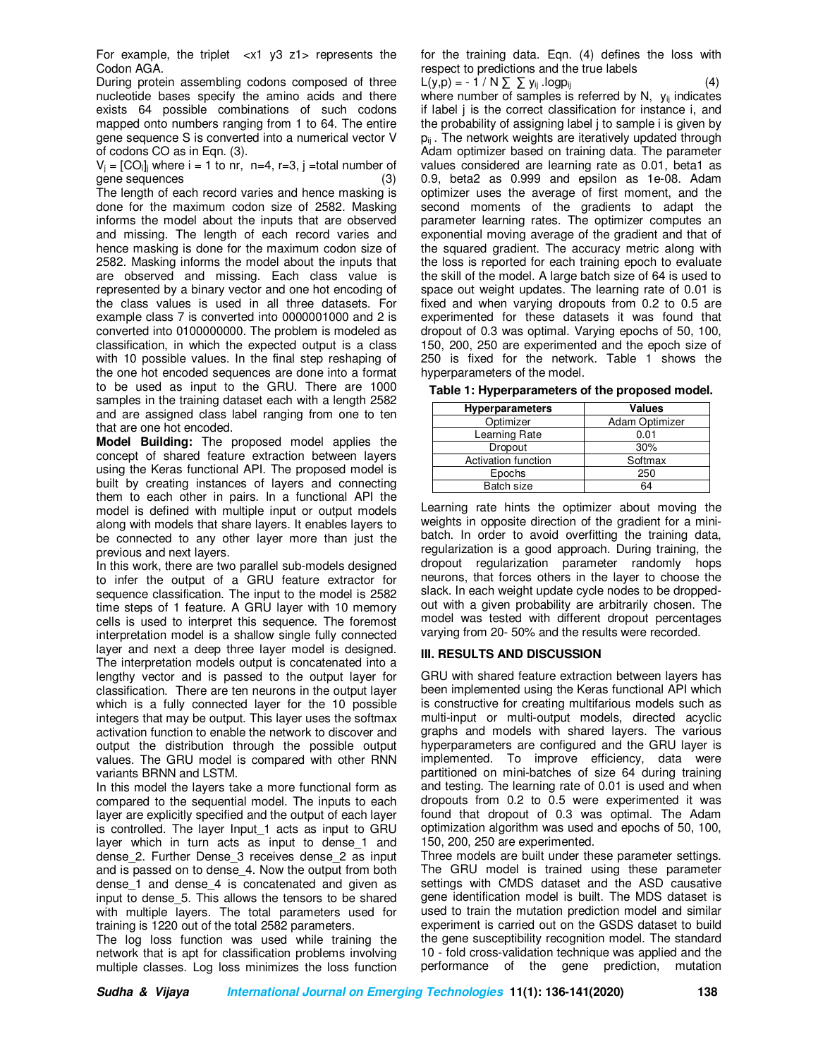For example, the triplet <x1 y3 z1> represents the Codon AGA.

During protein assembling codons composed of three nucleotide bases specify the amino acids and there exists 64 possible combinations of such codons mapped onto numbers ranging from 1 to 64. The entire gene sequence S is converted into a numerical vector V of codons CO as in Eqn. (3).

$V_j = [CO_i]_j$ where i = 1 to nr, n=4, r=3, j =total number of gene sequences (3)

The length of each record varies and hence masking is done for the maximum codon size of 2582. Masking informs the model about the inputs that are observed and missing. The length of each record varies and hence masking is done for the maximum codon size of 2582. Masking informs the model about the inputs that are observed and missing. Each class value is represented by a binary vector and one hot encoding of the class values is used in all three datasets. For example class 7 is converted into 0000001000 and 2 is converted into 0100000000. The problem is modeled as classification, in which the expected output is a class with 10 possible values. In the final step reshaping of the one hot encoded sequences are done into a format to be used as input to the GRU. There are 1000 samples in the training dataset each with a length 2582 and are assigned class label ranging from one to ten that are one hot encoded.

**Model Building:** The proposed model applies the concept of shared feature extraction between layers using the Keras functional API. The proposed model is built by creating instances of layers and connecting them to each other in pairs. In a functional API the model is defined with multiple input or output models along with models that share layers. It enables layers to be connected to any other layer more than just the previous and next layers.

In this work, there are two parallel sub-models designed to infer the output of a GRU feature extractor for sequence classification. The input to the model is 2582 time steps of 1 feature. A GRU layer with 10 memory cells is used to interpret this sequence. The foremost interpretation model is a shallow single fully connected layer and next a deep three layer model is designed. The interpretation models output is concatenated into a lengthy vector and is passed to the output layer for classification. There are ten neurons in the output layer which is a fully connected layer for the 10 possible integers that may be output. This layer uses the softmax activation function to enable the network to discover and output the distribution through the possible output values. The GRU model is compared with other RNN variants BRNN and LSTM.

In this model the layers take a more functional form as compared to the sequential model. The inputs to each layer are explicitly specified and the output of each layer is controlled. The layer Input_1 acts as input to GRU layer which in turn acts as input to dense_1 and dense_2. Further Dense_3 receives dense_2 as input and is passed on to dense_4. Now the output from both dense_1 and dense_4 is concatenated and given as input to dense_5. This allows the tensors to be shared with multiple layers. The total parameters used for training is 1220 out of the total 2582 parameters.

The log loss function was used while training the network that is apt for classification problems involving multiple classes. Log loss minimizes the loss function for the training data. Eqn. (4) defines the loss with respect to predictions and the true labels

$L(y,p) = - 1 / N \sum \sum y_{ij} .\log p_{ij}$ (4)

where number of samples is referred by N, $y_{ij}$ indicates if label j is the correct classification for instance i, and the probability of assigning label j to sample i is given by $p_{ij}$. The network weights are iteratively updated through Adam optimizer based on training data. The parameter values considered are learning rate as 0.01, beta1 as 0.9, beta2 as 0.999 and epsilon as 1e-08. Adam optimizer uses the average of first moment, and the second moments of the gradients to adapt the parameter learning rates. The optimizer computes an exponential moving average of the gradient and that of the squared gradient. The accuracy metric along with the loss is reported for each training epoch to evaluate the skill of the model. A large batch size of 64 is used to space out weight updates. The learning rate of 0.01 is fixed and when varying dropouts from 0.2 to 0.5 are experimented for these datasets it was found that dropout of 0.3 was optimal. Varying epochs of 50, 100, 150, 200, 250 are experimented and the epoch size of 250 is fixed for the network. Table 1 shows the hyperparameters of the model.

**Table 1: Hyperparameters of the proposed model.**

| Hyperparameters | Values |
|---|---|
| Optimizer | Adam Optimizer |
| Learning Rate | 0.01 |
| Dropout | 30% |
| Activation function | Softmax |
| Epochs | 250 |
| Batch size | 64 |

Learning rate hints the optimizer about moving the weights in opposite direction of the gradient for a mini-batch. In order to avoid overfitting the training data, regularization is a good approach. During training, the dropout regularization parameter randomly hops neurons, that forces others in the layer to choose the slack. In each weight update cycle nodes to be dropped-out with a given probability are arbitrarily chosen. The model was tested with different dropout percentages varying from 20- 50% and the results were recorded.

## III. RESULTS AND DISCUSSION

GRU with shared feature extraction between layers has been implemented using the Keras functional API which is constructive for creating multifarious models such as multi-input or multi-output models, directed acyclic graphs and models with shared layers. The various hyperparameters are configured and the GRU layer is implemented. To improve efficiency, data were partitioned on mini-batches of size 64 during training and testing. The learning rate of 0.01 is used and when dropouts from 0.2 to 0.5 were experimented it was found that dropout of 0.3 was optimal. The Adam optimization algorithm was used and epochs of 50, 100, 150, 200, 250 are experimented.

Three models are built under these parameter settings. The GRU model is trained using these parameter settings with CMDS dataset and the ASD causative gene identification model is built. The MDS dataset is used to train the mutation prediction model and similar experiment is carried out on the GSDS dataset to build the gene susceptibility recognition model. The standard 10 - fold cross-validation technique was applied and the performance of the gene prediction, mutation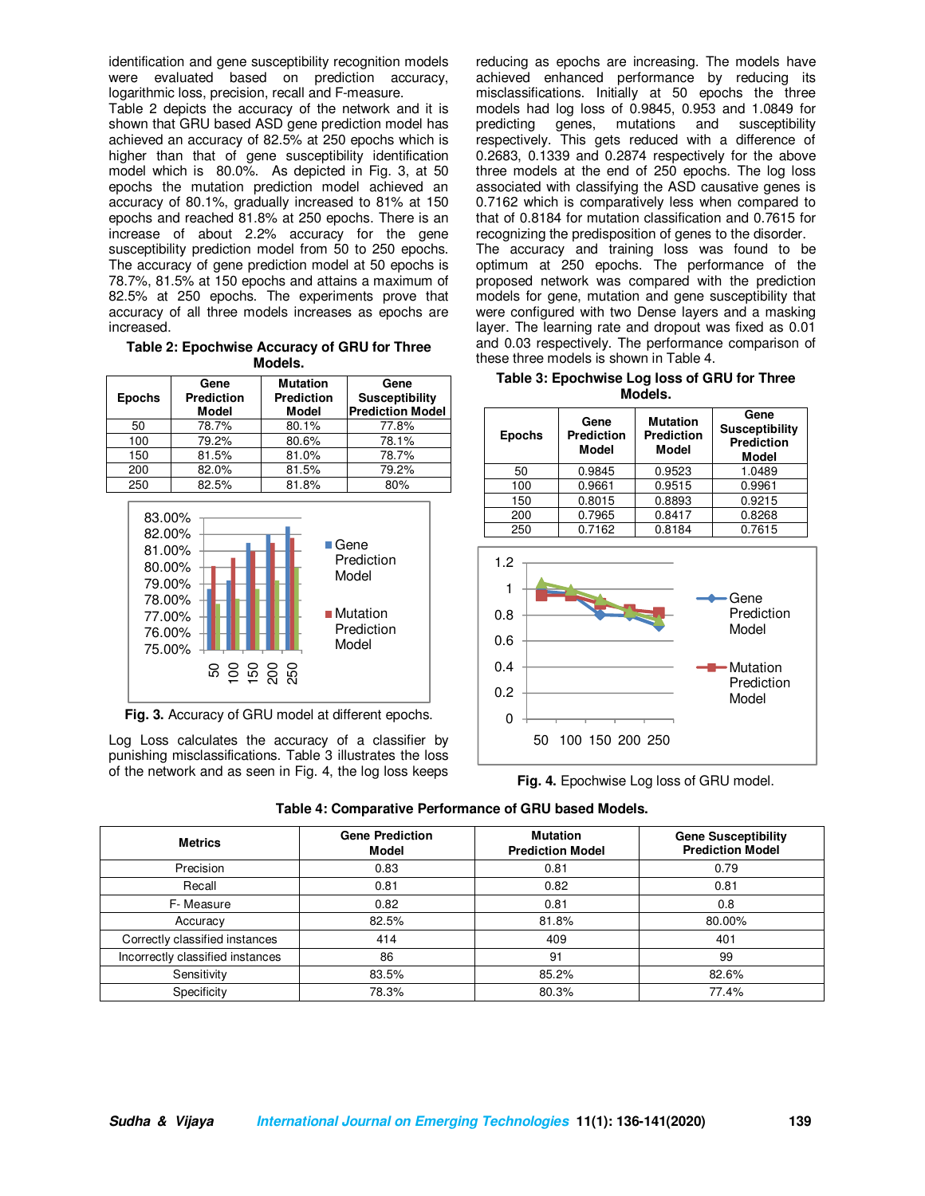identification and gene susceptibility recognition models were evaluated based on prediction accuracy, logarithmic loss, precision, recall and F-measure.

Table 2 depicts the accuracy of the network and it is shown that GRU based ASD gene prediction model has achieved an accuracy of 82.5% at 250 epochs which is higher than that of gene susceptibility identification model which is 80.0%. As depicted in Fig. 3, at 50 epochs the mutation prediction model achieved an accuracy of 80.1%, gradually increased to 81% at 150 epochs and reached 81.8% at 250 epochs. There is an increase of about 2.2% accuracy for the gene susceptibility prediction model from 50 to 250 epochs. The accuracy of gene prediction model at 50 epochs is 78.7%, 81.5% at 150 epochs and attains a maximum of 82.5% at 250 epochs. The experiments prove that accuracy of all three models increases as epochs are increased.

**Table 2: Epochwise Accuracy of GRU for Three Models.**

| Epochs | Gene Prediction Model | Mutation Prediction Model | Gene Susceptibility Prediction Model |
|---|---|---|---|
| 50 | 78.7% | 80.1% | 77.8% |
| 100 | 79.2% | 80.6% | 78.1% |
| 150 | 81.5% | 81.0% | 78.7% |
| 200 | 82.0% | 81.5% | 79.2% |
| 250 | 82.5% | 81.8% | 80% |

**Fig. 3.** Accuracy of GRU model at different epochs.

Log Loss calculates the accuracy of a classifier by punishing misclassifications. Table 3 illustrates the loss of the network and as seen in Fig. 4, the log loss keeps reducing as epochs are increasing. The models have achieved enhanced performance by reducing its misclassifications. Initially at 50 epochs the three models had log loss of 0.9845, 0.953 and 1.0849 for predicting genes, mutations and susceptibility respectively. This gets reduced with a difference of 0.2683, 0.1339 and 0.2874 respectively for the above three models at the end of 250 epochs. The log loss associated with classifying the ASD causative genes is 0.7162 which is comparatively less when compared to that of 0.8184 for mutation classification and 0.7615 for recognizing the predisposition of genes to the disorder.

The accuracy and training loss was found to be optimum at 250 epochs. The performance of the proposed network was compared with the prediction models for gene, mutation and gene susceptibility that were configured with two Dense layers and a masking layer. The learning rate and dropout was fixed as 0.01 and 0.03 respectively. The performance comparison of these three models is shown in Table 4.

**Table 3: Epochwise Log loss of GRU for Three Models.**

| Epochs | Gene Prediction Model | Mutation Prediction Model | Gene Susceptibility Prediction Model |
|---|---|---|---|
| 50 | 0.9845 | 0.9523 | 1.0489 |
| 100 | 0.9661 | 0.9515 | 0.9961 |
| 150 | 0.8015 | 0.8893 | 0.9215 |
| 200 | 0.7965 | 0.8417 | 0.8268 |
| 250 | 0.7162 | 0.8184 | 0.7615 |

**Fig. 4.** Epochwise Log loss of GRU model.

**Table 4: Comparative Performance of GRU based Models.**

| Metrics | Gene Prediction Model | Mutation Prediction Model | Gene Susceptibility Prediction Model |
|---|---|---|---|
| Precision | 0.83 | 0.81 | 0.79 |
| Recall | 0.81 | 0.82 | 0.81 |
| F- Measure | 0.82 | 0.81 | 0.8 |
| Accuracy | 82.5% | 81.8% | 80.00% |
| Correctly classified instances | 414 | 409 | 401 |
| Incorrectly classified instances | 86 | 91 | 99 |
| Sensitivity | 83.5% | 85.2% | 82.6% |
| Specificity | 78.3% | 80.3% | 77.4% |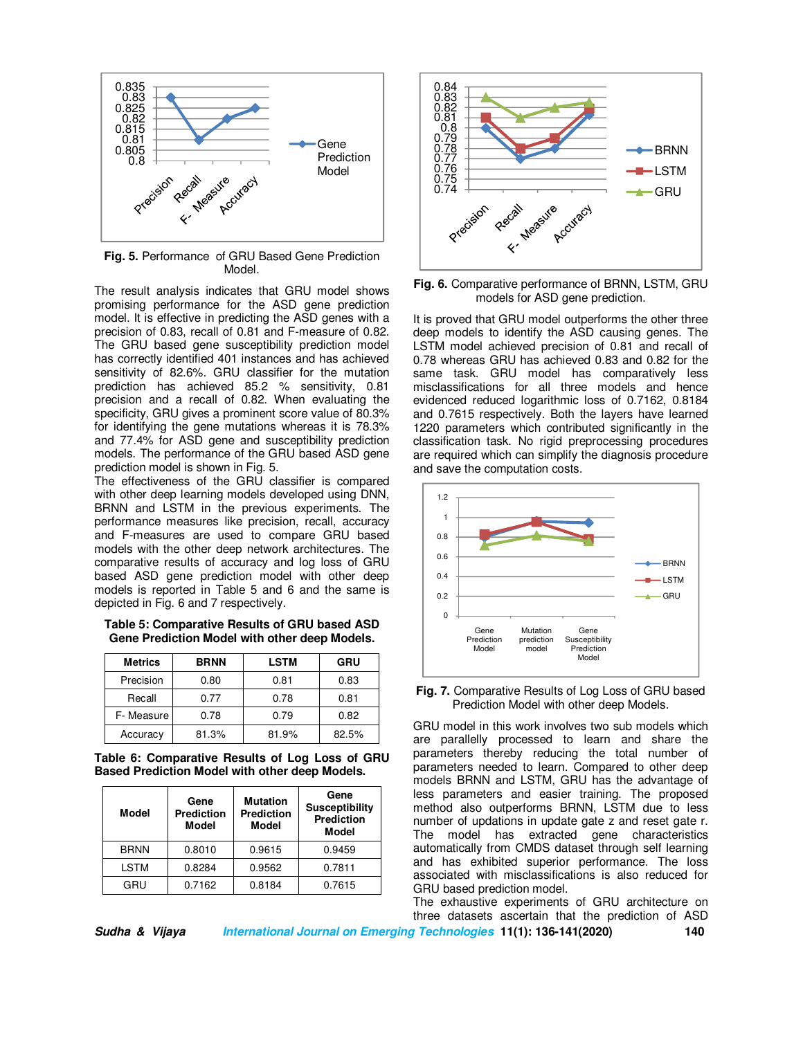Fig. 5. Performance of GRU Based Gene Prediction Model.

The result analysis indicates that GRU model shows promising performance for the ASD gene prediction model. It is effective in predicting the ASD genes with a precision of 0.83, recall of 0.81 and F-measure of 0.82. The GRU based gene susceptibility prediction model has correctly identified 401 instances and has achieved sensitivity of 82.6%. GRU classifier for the mutation prediction has achieved 85.2 % sensitivity, 0.81 precision and a recall of 0.82. When evaluating the specificity, GRU gives a prominent score value of 80.3% for identifying the gene mutations whereas it is 78.3% and 77.4% for ASD gene and susceptibility prediction models. The performance of the GRU based ASD gene prediction model is shown in Fig. 5.

The effectiveness of the GRU classifier is compared with other deep learning models developed using DNN, BRNN and LSTM in the previous experiments. The performance measures like precision, recall, accuracy and F-measures are used to compare GRU based models with the other deep network architectures. The comparative results of accuracy and log loss of GRU based ASD gene prediction model with other deep models is reported in Table 5 and 6 and the same is depicted in Fig. 6 and 7 respectively.

**Table 5: Comparative Results of GRU based ASD Gene Prediction Model with other deep Models.**

| Metrics | BRNN | LSTM | GRU |
|---|---|---|---|
| Precision | 0.80 | 0.81 | 0.83 |
| Recall | 0.77 | 0.78 | 0.81 |
| F- Measure | 0.78 | 0.79 | 0.82 |
| Accuracy | 81.3% | 81.9% | 82.5% |

**Table 6: Comparative Results of Log Loss of GRU Based Prediction Model with other deep Models.**

| Model | Gene Prediction Model | Mutation Prediction Model | Gene Susceptibility Prediction Model |
|---|---|---|---|
| BRNN | 0.8010 | 0.9615 | 0.9459 |
| LSTM | 0.8284 | 0.9562 | 0.7811 |
| GRU | 0.7162 | 0.8184 | 0.7615 |

Fig. 6. Comparative performance of BRNN, LSTM, GRU models for ASD gene prediction.

It is proved that GRU model outperforms the other three deep models to identify the ASD causing genes. The LSTM model achieved precision of 0.81 and recall of 0.78 whereas GRU has achieved 0.83 and 0.82 for the same task. GRU model has comparatively less misclassifications for all three models and hence evidenced reduced logarithmic loss of 0.7162, 0.8184 and 0.7615 respectively. Both the layers have learned 1220 parameters which contributed significantly in the classification task. No rigid preprocessing procedures are required which can simplify the diagnosis procedure and save the computation costs.

Fig. 7. Comparative Results of Log Loss of GRU based Prediction Model with other deep Models.

GRU model in this work involves two sub models which are parallelly processed to learn and share the parameters thereby reducing the total number of parameters needed to learn. Compared to other deep models BRNN and LSTM, GRU has the advantage of less parameters and easier training. The proposed method also outperforms BRNN, LSTM due to less number of updations in update gate z and reset gate r. The model has extracted gene characteristics automatically from CMDS dataset through self learning and has exhibited superior performance. The loss associated with misclassifications is also reduced for GRU based prediction model.

The exhaustive experiments of GRU architecture on three datasets ascertain that the prediction of ASD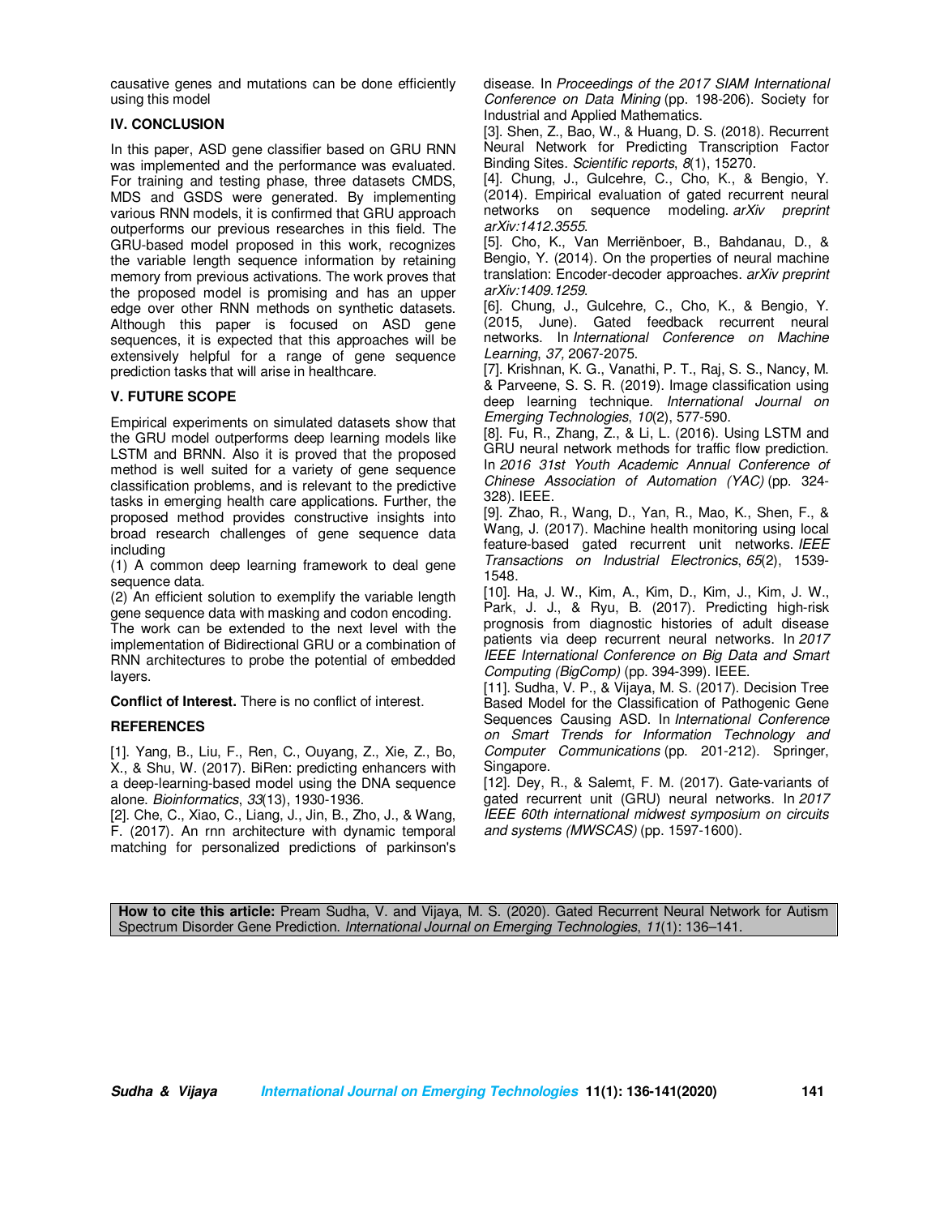causative genes and mutations can be done efficiently using this model

## IV. CONCLUSION

In this paper, ASD gene classifier based on GRU RNN was implemented and the performance was evaluated. For training and testing phase, three datasets CMDS, MDS and GSDS were generated. By implementing various RNN models, it is confirmed that GRU approach outperforms our previous researches in this field. The GRU-based model proposed in this work, recognizes the variable length sequence information by retaining memory from previous activations. The work proves that the proposed model is promising and has an upper edge over other RNN methods on synthetic datasets. Although this paper is focused on ASD gene sequences, it is expected that this approaches will be extensively helpful for a range of gene sequence prediction tasks that will arise in healthcare.

## V. FUTURE SCOPE

Empirical experiments on simulated datasets show that the GRU model outperforms deep learning models like LSTM and BRNN. Also it is proved that the proposed method is well suited for a variety of gene sequence classification problems, and is relevant to the predictive tasks in emerging health care applications. Further, the proposed method provides constructive insights into broad research challenges of gene sequence data including

(1) A common deep learning framework to deal gene sequence data.

(2) An efficient solution to exemplify the variable length gene sequence data with masking and codon encoding.

The work can be extended to the next level with the implementation of Bidirectional GRU or a combination of RNN architectures to probe the potential of embedded layers.

**Conflict of Interest.** There is no conflict of interest.

## REFERENCES

[1]. Yang, B., Liu, F., Ren, C., Ouyang, Z., Xie, Z., Bo, X., & Shu, W. (2017). BiRen: predicting enhancers with a deep-learning-based model using the DNA sequence alone. *Bioinformatics*, *33*(13), 1930-1936.

[2]. Che, C., Xiao, C., Liang, J., Jin, B., Zho, J., & Wang, F. (2017). An rnn architecture with dynamic temporal matching for personalized predictions of parkinson's disease. In *Proceedings of the 2017 SIAM International Conference on Data Mining* (pp. 198-206). Society for Industrial and Applied Mathematics.

[3]. Shen, Z., Bao, W., & Huang, D. S. (2018). Recurrent Neural Network for Predicting Transcription Factor Binding Sites. *Scientific reports*, *8*(1), 15270.

[4]. Chung, J., Gulcehre, C., Cho, K., & Bengio, Y. (2014). Empirical evaluation of gated recurrent neural networks on sequence modeling. *arXiv preprint arXiv:1412.3555*.

[5]. Cho, K., Van Merriënboer, B., Bahdanau, D., & Bengio, Y. (2014). On the properties of neural machine translation: Encoder-decoder approaches. *arXiv preprint arXiv:1409.1259*.

[6]. Chung, J., Gulcehre, C., Cho, K., & Bengio, Y. (2015, June). Gated feedback recurrent neural networks. In *International Conference on Machine Learning*, *37,* 2067-2075.

[7]. Krishnan, K. G., Vanathi, P. T., Raj, S. S., Nancy, M. & Parveene, S. S. R. (2019). Image classification using deep learning technique. *International Journal on Emerging Technologies*, *10*(2), 577-590.

[8]. Fu, R., Zhang, Z., & Li, L. (2016). Using LSTM and GRU neural network methods for traffic flow prediction. In *2016 31st Youth Academic Annual Conference of Chinese Association of Automation (YAC)* (pp. 324-328). IEEE.

[9]. Zhao, R., Wang, D., Yan, R., Mao, K., Shen, F., & Wang, J. (2017). Machine health monitoring using local feature-based gated recurrent unit networks. *IEEE Transactions on Industrial Electronics*, *65*(2), 1539-1548.

[10]. Ha, J. W., Kim, A., Kim, D., Kim, J., Kim, J. W., Park, J. J., & Ryu, B. (2017). Predicting high-risk prognosis from diagnostic histories of adult disease patients via deep recurrent neural networks. In *2017 IEEE International Conference on Big Data and Smart Computing (BigComp)* (pp. 394-399). IEEE.

[11]. Sudha, V. P., & Vijaya, M. S. (2017). Decision Tree Based Model for the Classification of Pathogenic Gene Sequences Causing ASD. In *International Conference on Smart Trends for Information Technology and Computer Communications* (pp. 201-212). Springer, Singapore.

[12]. Dey, R., & Salemt, F. M. (2017). Gate-variants of gated recurrent unit (GRU) neural networks. In *2017 IEEE 60th international midwest symposium on circuits and systems (MWSCAS)* (pp. 1597-1600).

**How to cite this article:** Pream Sudha, V. and Vijaya, M. S. (2020). Gated Recurrent Neural Network for Autism Spectrum Disorder Gene Prediction. *International Journal on Emerging Technologies*, *11*(1): 136–141.